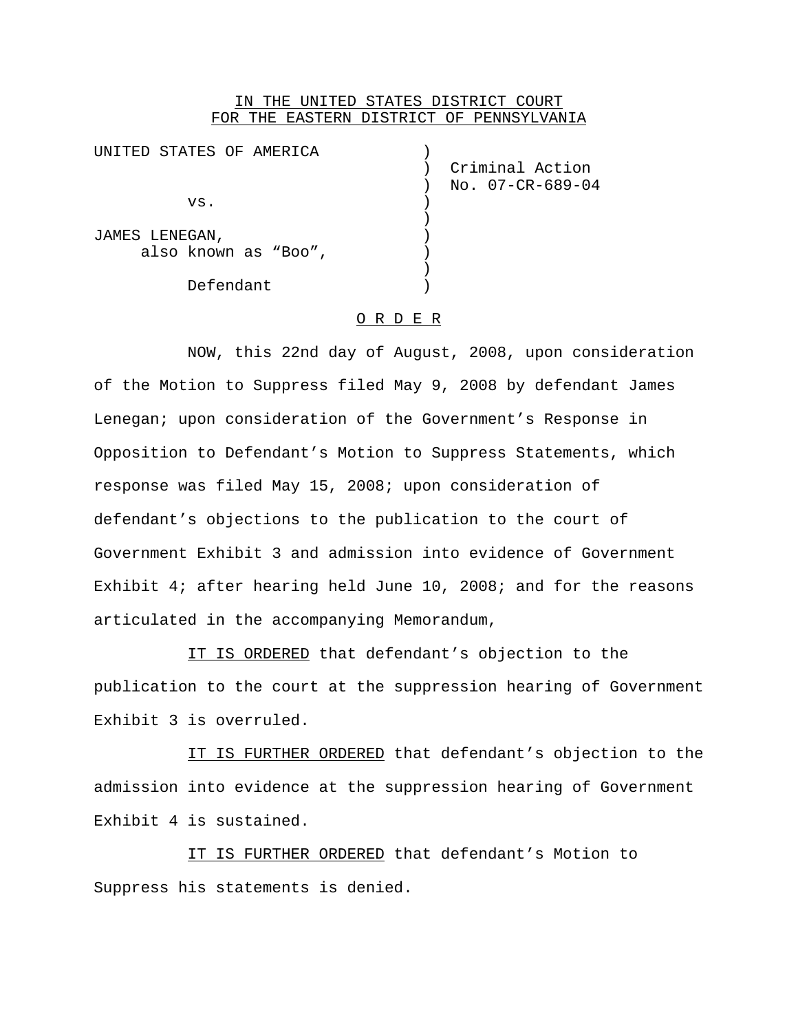IN THE UNITED STATES DISTRICT COURT
FOR THE EASTERN DISTRICT OF PENNSYLVANIA

| | | |
|---|---|---|
| UNITED STATES OF AMERICA | ) | |
| | ) | Criminal Action |
| | ) | No. 07-CR-689-04 |
| vs. | ) | |
| | ) | |
| JAMES LENEGAN, | ) | |
| also known as "Boo", | ) | |
| | ) | |
| Defendant | ) | |

O R D E R

NOW, this 22nd day of August, 2008, upon consideration of the Motion to Suppress filed May 9, 2008 by defendant James Lenegan; upon consideration of the Government's Response in Opposition to Defendant's Motion to Suppress Statements, which response was filed May 15, 2008; upon consideration of defendant's objections to the publication to the court of Government Exhibit 3 and admission into evidence of Government Exhibit 4; after hearing held June 10, 2008; and for the reasons articulated in the accompanying Memorandum,

IT IS ORDERED that defendant's objection to the publication to the court at the suppression hearing of Government Exhibit 3 is overruled.

IT IS FURTHER ORDERED that defendant's objection to the admission into evidence at the suppression hearing of Government Exhibit 4 is sustained.

IT IS FURTHER ORDERED that defendant's Motion to Suppress his statements is denied.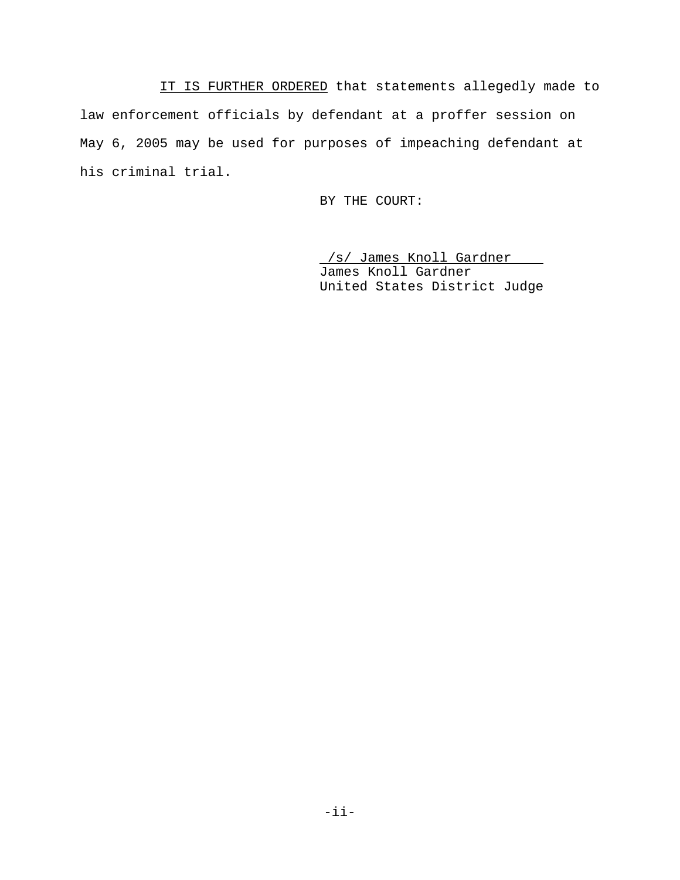IT IS FURTHER ORDERED that statements allegedly made to law enforcement officials by defendant at a proffer session on May 6, 2005 may be used for purposes of impeaching defendant at his criminal trial.

BY THE COURT:

/s/ James Knoll Gardner
James Knoll Gardner
United States District Judge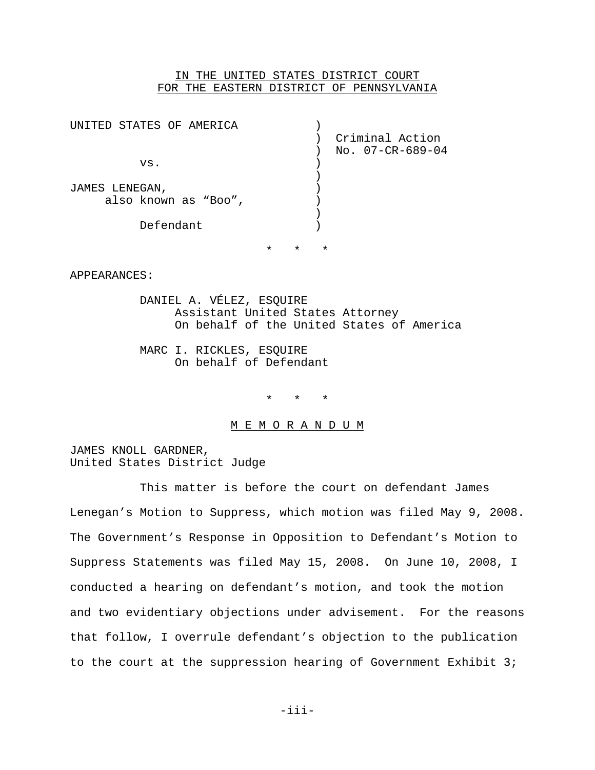IN THE UNITED STATES DISTRICT COURT
FOR THE EASTERN DISTRICT OF PENNSYLVANIA

UNITED STATES OF AMERICA )
) Criminal Action
) No. 07-CR-689-04
vs. )
)
JAMES LENEGAN, )
also known as "Boo", )
)
Defendant )

\* \* \*

APPEARANCES:

DANIEL A. VÉLEZ, ESQUIRE
Assistant United States Attorney
On behalf of the United States of America

MARC I. RICKLES, ESQUIRE
On behalf of Defendant

\* \* \*

## M E M O R A N D U M

JAMES KNOLL GARDNER,
United States District Judge

This matter is before the court on defendant James Lenegan's Motion to Suppress, which motion was filed May 9, 2008. The Government's Response in Opposition to Defendant's Motion to Suppress Statements was filed May 15, 2008. On June 10, 2008, I conducted a hearing on defendant's motion, and took the motion and two evidentiary objections under advisement. For the reasons that follow, I overrule defendant's objection to the publication to the court at the suppression hearing of Government Exhibit 3;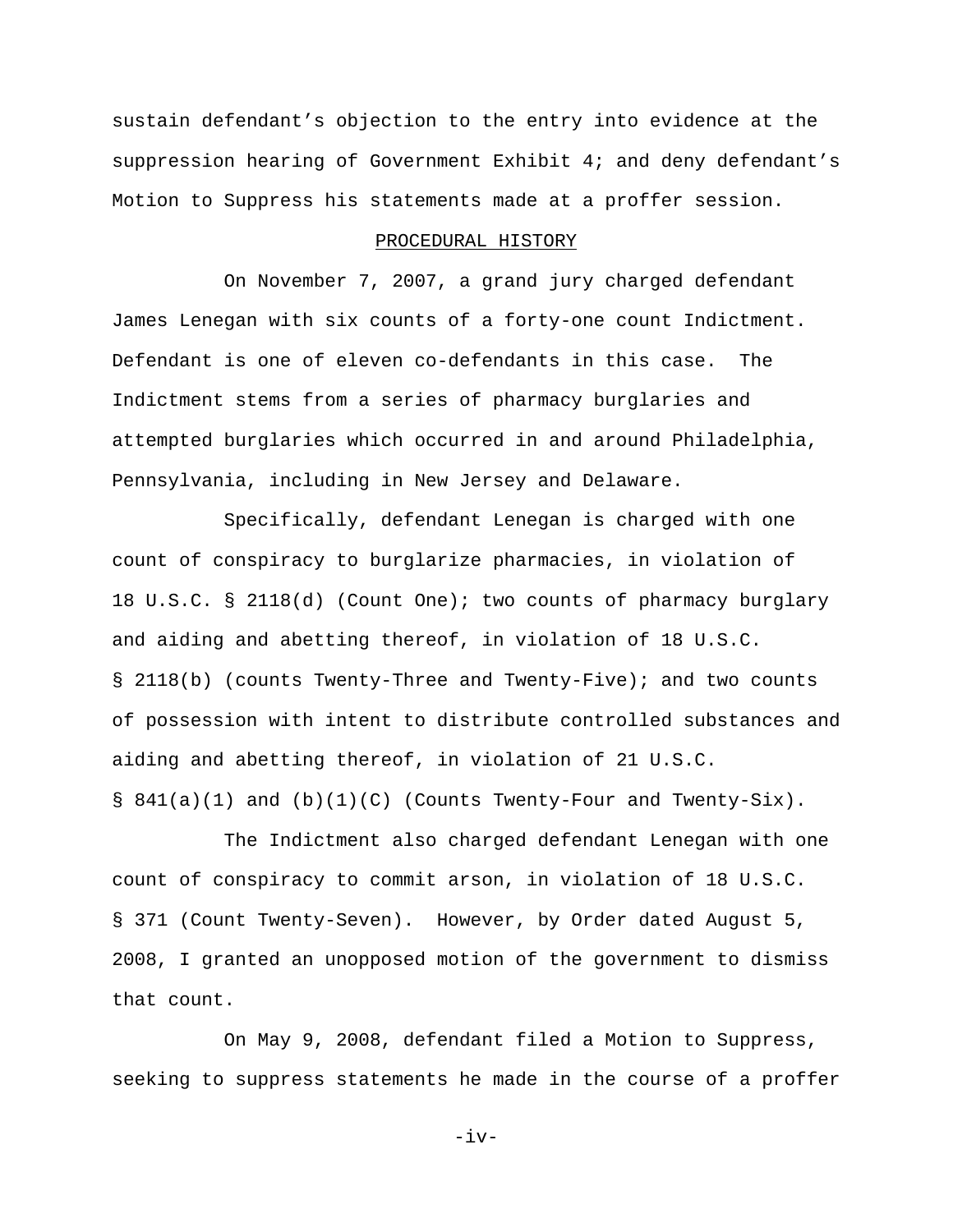sustain defendant's objection to the entry into evidence at the suppression hearing of Government Exhibit 4; and deny defendant's Motion to Suppress his statements made at a proffer session.

## PROCEDURAL HISTORY

On November 7, 2007, a grand jury charged defendant James Lenegan with six counts of a forty-one count Indictment. Defendant is one of eleven co-defendants in this case. The Indictment stems from a series of pharmacy burglaries and attempted burglaries which occurred in and around Philadelphia, Pennsylvania, including in New Jersey and Delaware.

Specifically, defendant Lenegan is charged with one count of conspiracy to burglarize pharmacies, in violation of 18 U.S.C. § 2118(d) (Count One); two counts of pharmacy burglary and aiding and abetting thereof, in violation of 18 U.S.C. § 2118(b) (counts Twenty-Three and Twenty-Five); and two counts of possession with intent to distribute controlled substances and aiding and abetting thereof, in violation of 21 U.S.C. § 841(a)(1) and (b)(1)(C) (Counts Twenty-Four and Twenty-Six).

The Indictment also charged defendant Lenegan with one count of conspiracy to commit arson, in violation of 18 U.S.C. § 371 (Count Twenty-Seven). However, by Order dated August 5, 2008, I granted an unopposed motion of the government to dismiss that count.

On May 9, 2008, defendant filed a Motion to Suppress, seeking to suppress statements he made in the course of a proffer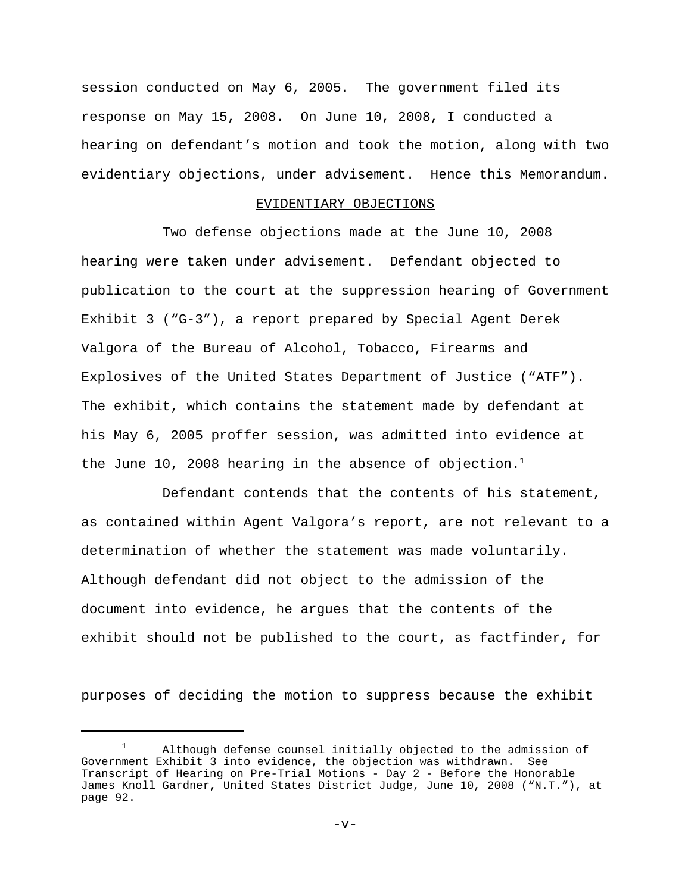session conducted on May 6, 2005. The government filed its response on May 15, 2008. On June 10, 2008, I conducted a hearing on defendant's motion and took the motion, along with two evidentiary objections, under advisement. Hence this Memorandum.

## EVIDENTIARY OBJECTIONS

Two defense objections made at the June 10, 2008 hearing were taken under advisement. Defendant objected to publication to the court at the suppression hearing of Government Exhibit 3 ("G-3"), a report prepared by Special Agent Derek Valgora of the Bureau of Alcohol, Tobacco, Firearms and Explosives of the United States Department of Justice ("ATF"). The exhibit, which contains the statement made by defendant at his May 6, 2005 proffer session, was admitted into evidence at the June 10, 2008 hearing in the absence of objection.[1]

Defendant contends that the contents of his statement, as contained within Agent Valgora's report, are not relevant to a determination of whether the statement was made voluntarily. Although defendant did not object to the admission of the document into evidence, he argues that the contents of the exhibit should not be published to the court, as factfinder, for purposes of deciding the motion to suppress because the exhibit

---

[1] Although defense counsel initially objected to the admission of Government Exhibit 3 into evidence, the objection was withdrawn. See Transcript of Hearing on Pre-Trial Motions - Day 2 - Before the Honorable James Knoll Gardner, United States District Judge, June 10, 2008 ("N.T."), at page 92.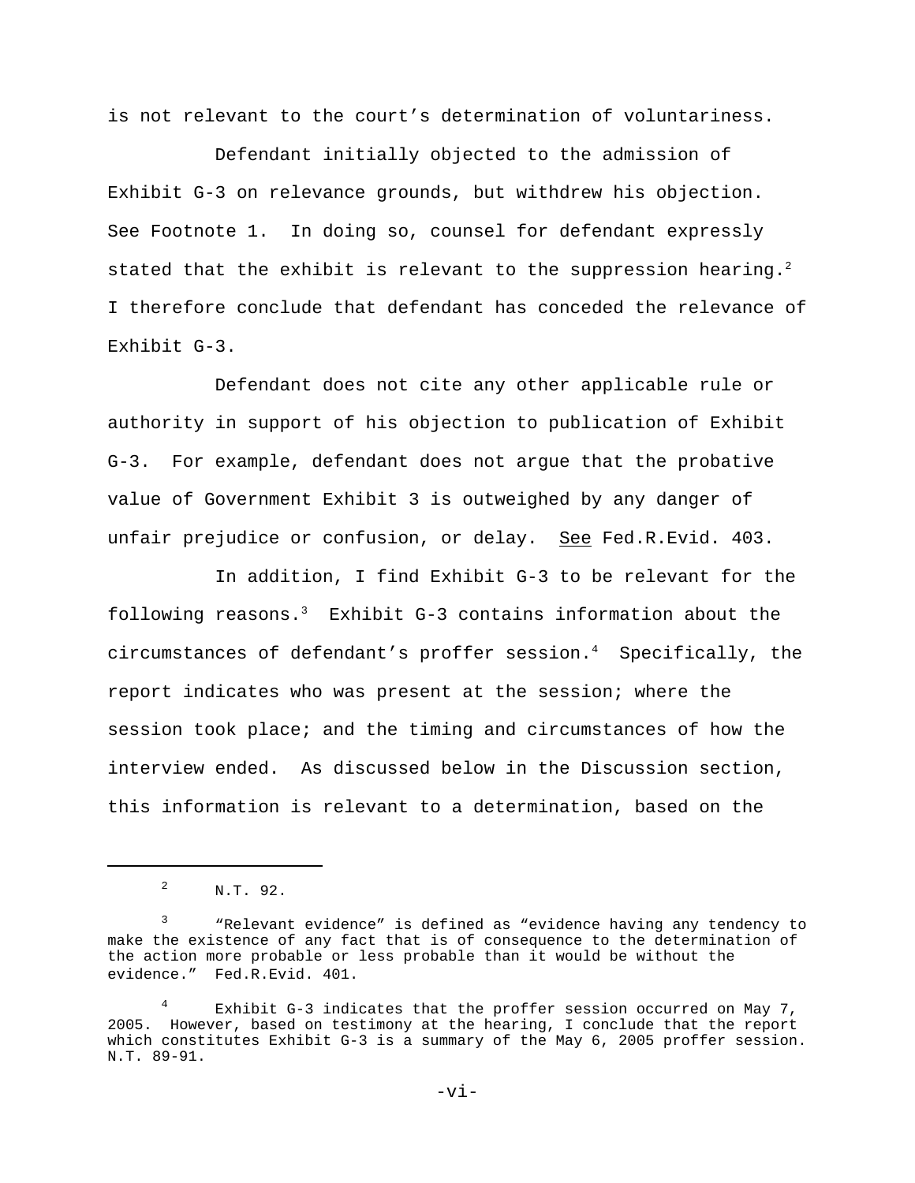is not relevant to the court's determination of voluntariness.

Defendant initially objected to the admission of Exhibit G-3 on relevance grounds, but withdrew his objection. See Footnote 1. In doing so, counsel for defendant expressly stated that the exhibit is relevant to the suppression hearing.[2] I therefore conclude that defendant has conceded the relevance of Exhibit G-3.

Defendant does not cite any other applicable rule or authority in support of his objection to publication of Exhibit G-3. For example, defendant does not argue that the probative value of Government Exhibit 3 is outweighed by any danger of unfair prejudice or confusion, or delay. See Fed.R.Evid. 403.

In addition, I find Exhibit G-3 to be relevant for the following reasons.[3] Exhibit G-3 contains information about the circumstances of defendant's proffer session.[4] Specifically, the report indicates who was present at the session; where the session took place; and the timing and circumstances of how the interview ended. As discussed below in the Discussion section, this information is relevant to a determination, based on the

---

[2] N.T. 92.

[3] "Relevant evidence" is defined as "evidence having any tendency to make the existence of any fact that is of consequence to the determination of the action more probable or less probable than it would be without the evidence." Fed.R.Evid. 401.

[4] Exhibit G-3 indicates that the proffer session occurred on May 7, 2005. However, based on testimony at the hearing, I conclude that the report which constitutes Exhibit G-3 is a summary of the May 6, 2005 proffer session. N.T. 89-91.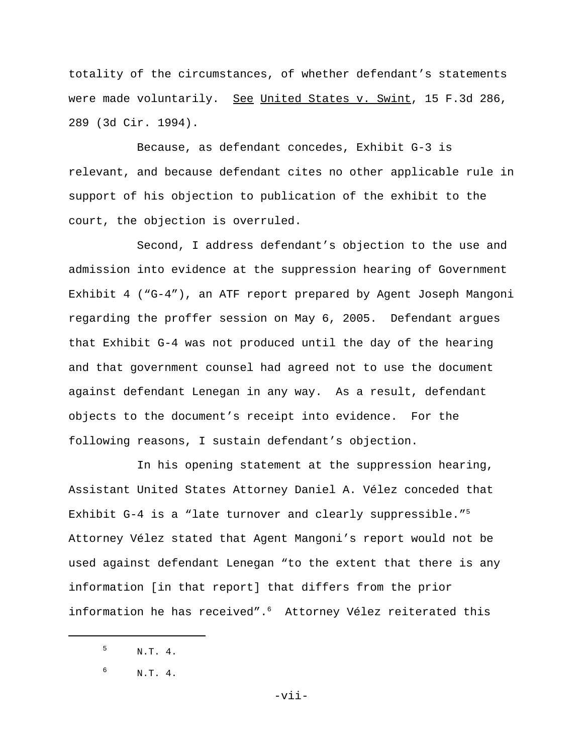totality of the circumstances, of whether defendant's statements were made voluntarily. See United States v. Swint, 15 F.3d 286, 289 (3d Cir. 1994).

Because, as defendant concedes, Exhibit G-3 is relevant, and because defendant cites no other applicable rule in support of his objection to publication of the exhibit to the court, the objection is overruled.

Second, I address defendant's objection to the use and admission into evidence at the suppression hearing of Government Exhibit 4 ("G-4"), an ATF report prepared by Agent Joseph Mangoni regarding the proffer session on May 6, 2005. Defendant argues that Exhibit G-4 was not produced until the day of the hearing and that government counsel had agreed not to use the document against defendant Lenegan in any way. As a result, defendant objects to the document's receipt into evidence. For the following reasons, I sustain defendant's objection.

In his opening statement at the suppression hearing, Assistant United States Attorney Daniel A. Vélez conceded that Exhibit G-4 is a "late turnover and clearly suppressible."[5] Attorney Vélez stated that Agent Mangoni's report would not be used against defendant Lenegan "to the extent that there is any information [in that report] that differs from the prior information he has received".[6] Attorney Vélez reiterated this

---

[5] N.T. 4.

[6] N.T. 4.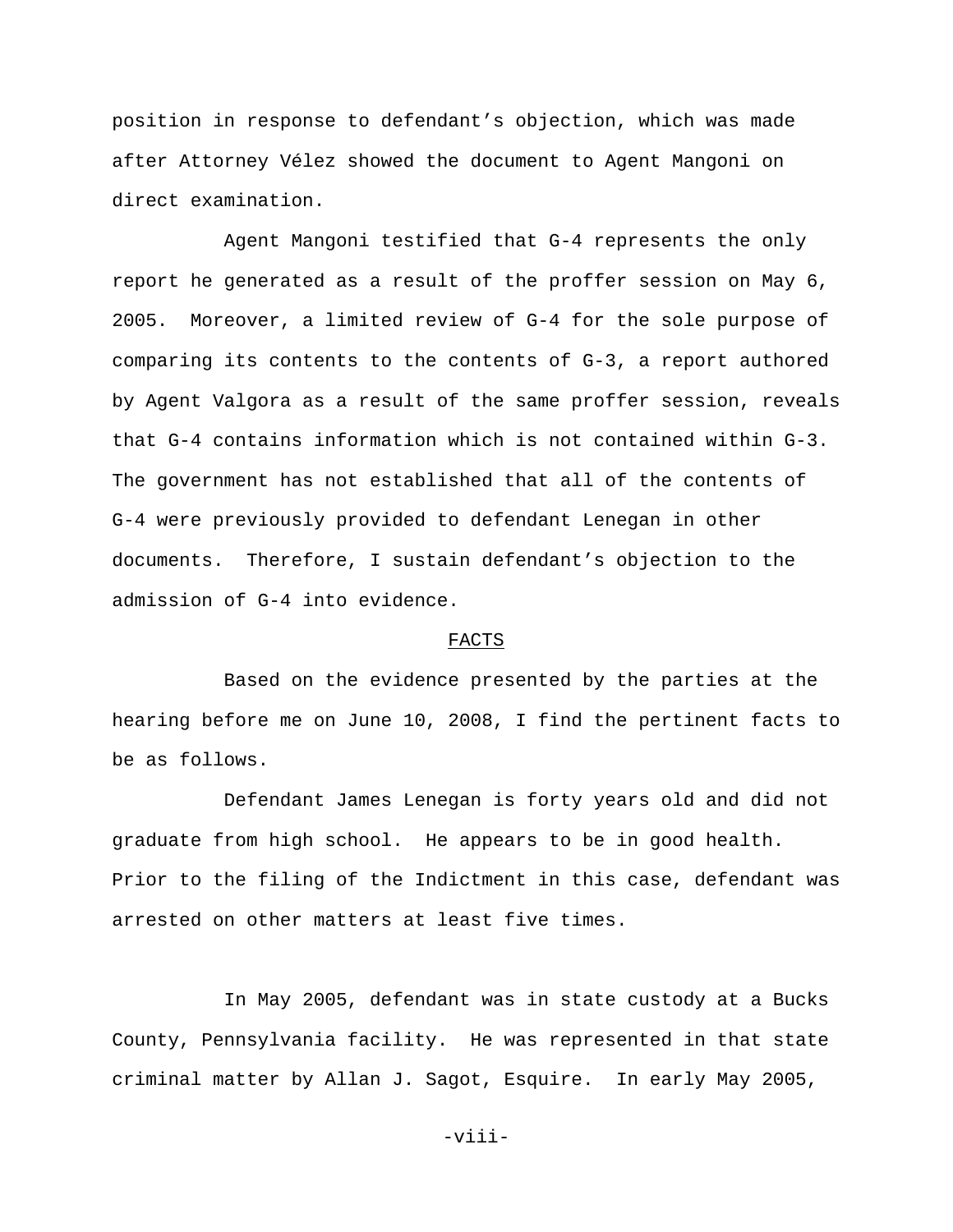position in response to defendant's objection, which was made after Attorney Vélez showed the document to Agent Mangoni on direct examination.

Agent Mangoni testified that G-4 represents the only report he generated as a result of the proffer session on May 6, 2005. Moreover, a limited review of G-4 for the sole purpose of comparing its contents to the contents of G-3, a report authored by Agent Valgora as a result of the same proffer session, reveals that G-4 contains information which is not contained within G-3. The government has not established that all of the contents of G-4 were previously provided to defendant Lenegan in other documents. Therefore, I sustain defendant's objection to the admission of G-4 into evidence.

## FACTS

Based on the evidence presented by the parties at the hearing before me on June 10, 2008, I find the pertinent facts to be as follows.

Defendant James Lenegan is forty years old and did not graduate from high school. He appears to be in good health. Prior to the filing of the Indictment in this case, defendant was arrested on other matters at least five times.

In May 2005, defendant was in state custody at a Bucks County, Pennsylvania facility. He was represented in that state criminal matter by Allan J. Sagot, Esquire. In early May 2005,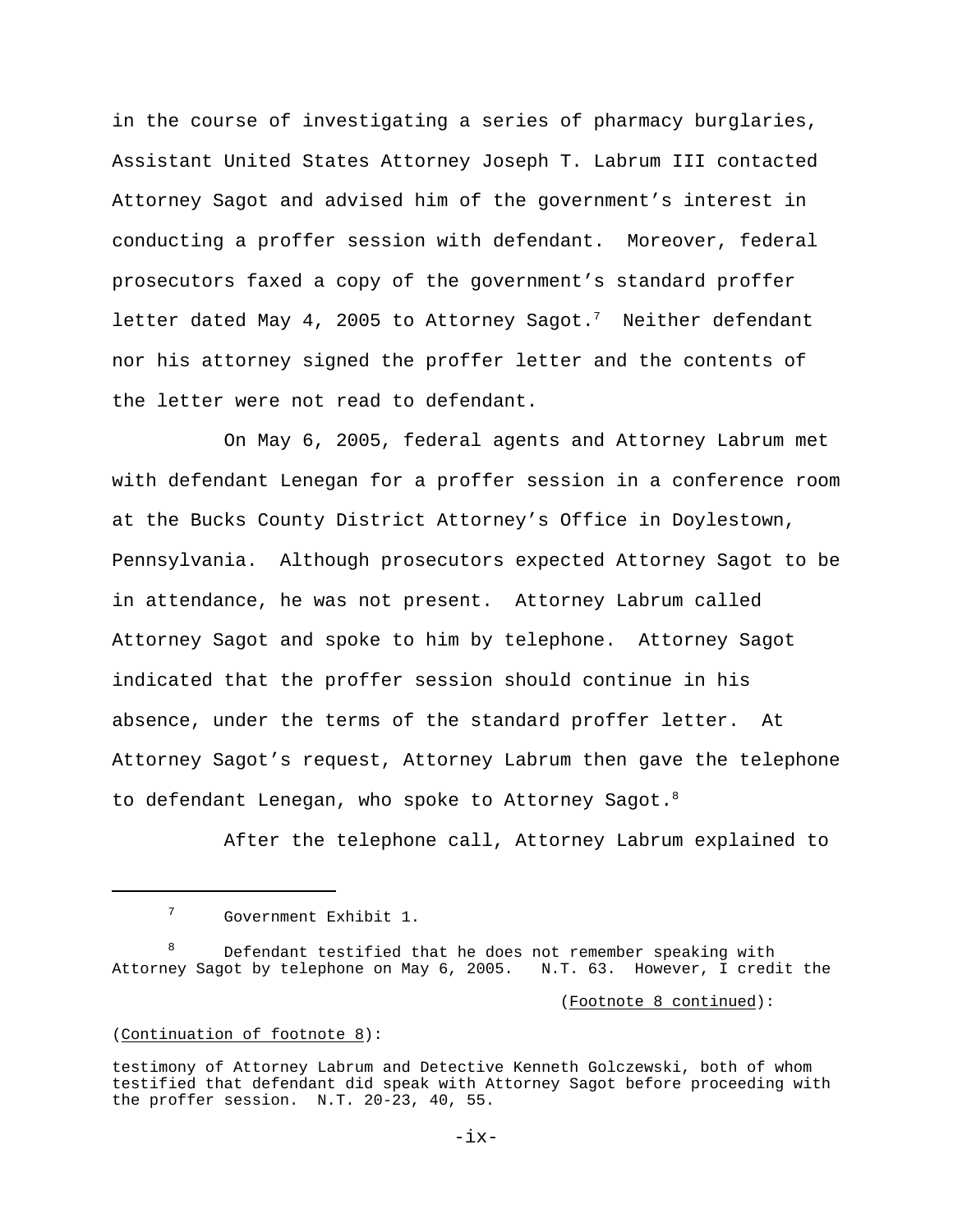in the course of investigating a series of pharmacy burglaries, Assistant United States Attorney Joseph T. Labrum III contacted Attorney Sagot and advised him of the government's interest in conducting a proffer session with defendant. Moreover, federal prosecutors faxed a copy of the government's standard proffer letter dated May 4, 2005 to Attorney Sagot.[7] Neither defendant nor his attorney signed the proffer letter and the contents of the letter were not read to defendant.

On May 6, 2005, federal agents and Attorney Labrum met with defendant Lenegan for a proffer session in a conference room at the Bucks County District Attorney's Office in Doylestown, Pennsylvania. Although prosecutors expected Attorney Sagot to be in attendance, he was not present. Attorney Labrum called Attorney Sagot and spoke to him by telephone. Attorney Sagot indicated that the proffer session should continue in his absence, under the terms of the standard proffer letter. At Attorney Sagot's request, Attorney Labrum then gave the telephone to defendant Lenegan, who spoke to Attorney Sagot.[8]

After the telephone call, Attorney Labrum explained to

---

[7] Government Exhibit 1.

[8] Defendant testified that he does not remember speaking with Attorney Sagot by telephone on May 6, 2005. N.T. 63. However, I credit the testimony of Attorney Labrum and Detective Kenneth Golczewski, both of whom testified that defendant did speak with Attorney Sagot before proceeding with the proffer session. N.T. 20-23, 40, 55.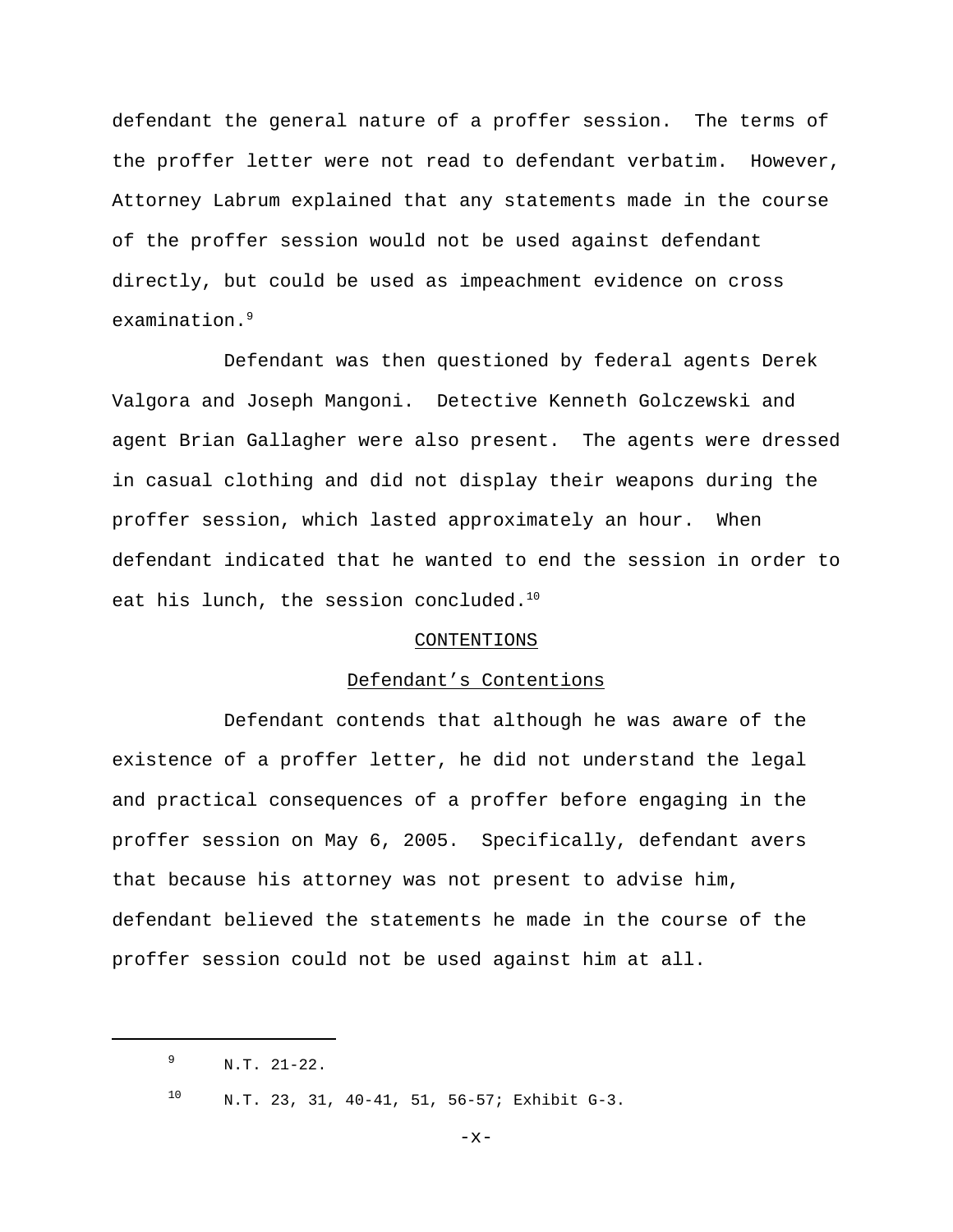defendant the general nature of a proffer session. The terms of the proffer letter were not read to defendant verbatim. However, Attorney Labrum explained that any statements made in the course of the proffer session would not be used against defendant directly, but could be used as impeachment evidence on cross examination.[9]

Defendant was then questioned by federal agents Derek Valgora and Joseph Mangoni. Detective Kenneth Golczewski and agent Brian Gallagher were also present. The agents were dressed in casual clothing and did not display their weapons during the proffer session, which lasted approximately an hour. When defendant indicated that he wanted to end the session in order to eat his lunch, the session concluded.[10]

## CONTENTIONS

### Defendant's Contentions

Defendant contends that although he was aware of the existence of a proffer letter, he did not understand the legal and practical consequences of a proffer before engaging in the proffer session on May 6, 2005. Specifically, defendant avers that because his attorney was not present to advise him, defendant believed the statements he made in the course of the proffer session could not be used against him at all.

---

[9] N.T. 21-22.

[10] N.T. 23, 31, 40-41, 51, 56-57; Exhibit G-3.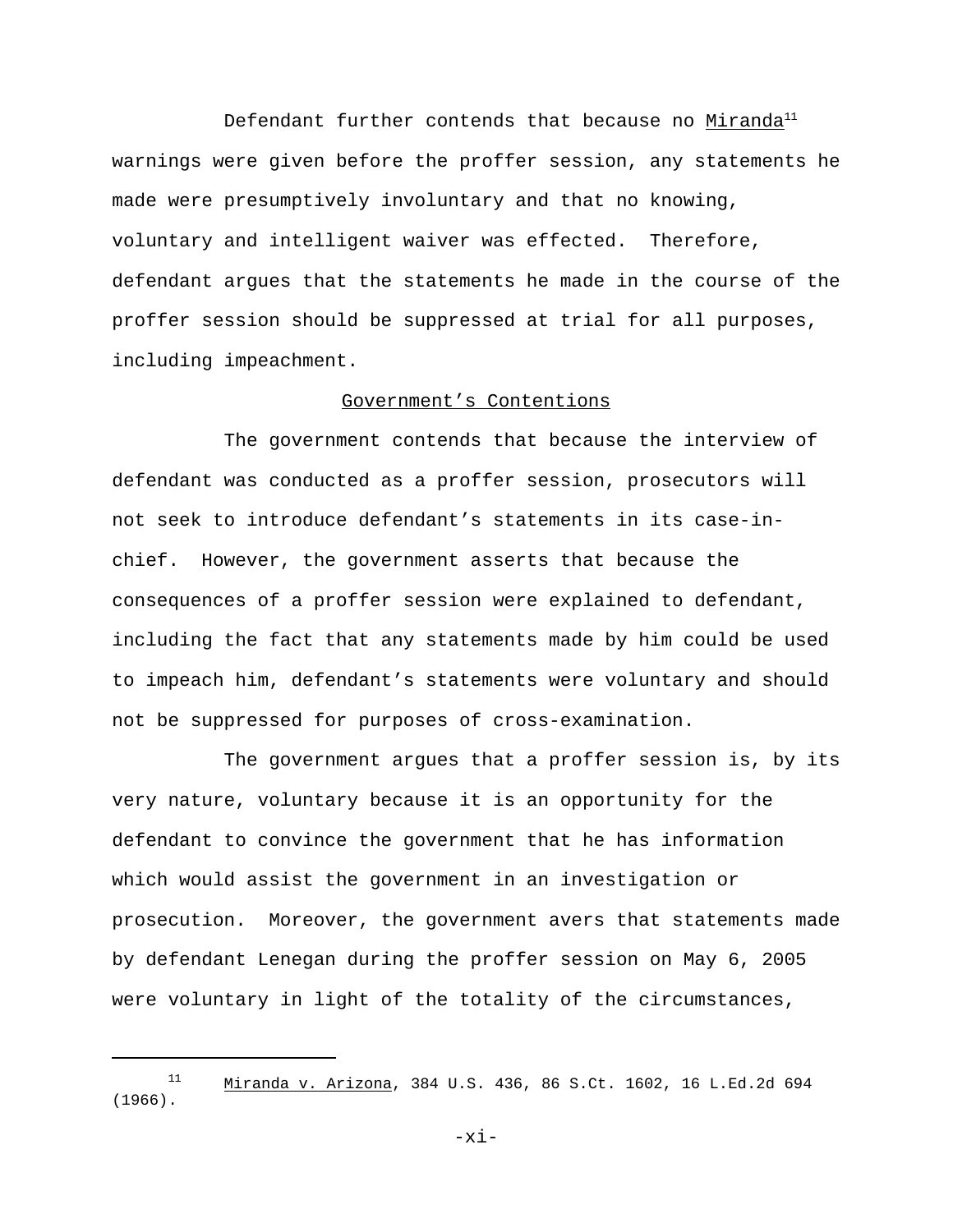Defendant further contends that because no Miranda[11] warnings were given before the proffer session, any statements he made were presumptively involuntary and that no knowing, voluntary and intelligent waiver was effected. Therefore, defendant argues that the statements he made in the course of the proffer session should be suppressed at trial for all purposes, including impeachment.

## Government's Contentions

The government contends that because the interview of defendant was conducted as a proffer session, prosecutors will not seek to introduce defendant's statements in its case-in-chief. However, the government asserts that because the consequences of a proffer session were explained to defendant, including the fact that any statements made by him could be used to impeach him, defendant's statements were voluntary and should not be suppressed for purposes of cross-examination.

The government argues that a proffer session is, by its very nature, voluntary because it is an opportunity for the defendant to convince the government that he has information which would assist the government in an investigation or prosecution. Moreover, the government avers that statements made by defendant Lenegan during the proffer session on May 6, 2005 were voluntary in light of the totality of the circumstances,

---

[11] Miranda v. Arizona, 384 U.S. 436, 86 S.Ct. 1602, 16 L.Ed.2d 694 (1966).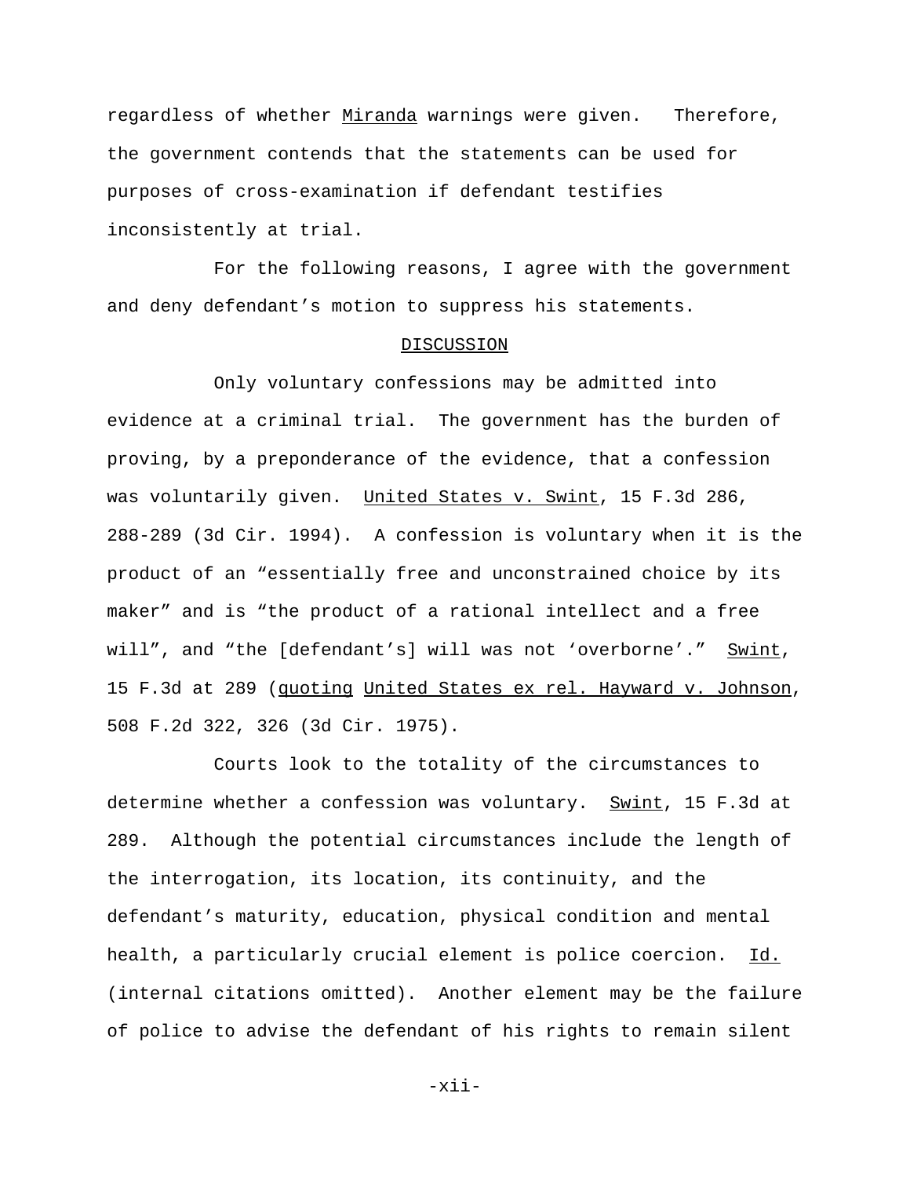regardless of whether _Miranda_ warnings were given. Therefore, the government contends that the statements can be used for purposes of cross-examination if defendant testifies inconsistently at trial.

For the following reasons, I agree with the government and deny defendant's motion to suppress his statements.

## DISCUSSION

Only voluntary confessions may be admitted into evidence at a criminal trial. The government has the burden of proving, by a preponderance of the evidence, that a confession was voluntarily given. _United States v. Swint_, 15 F.3d 286, 288-289 (3d Cir. 1994). A confession is voluntary when it is the product of an "essentially free and unconstrained choice by its maker" and is "the product of a rational intellect and a free will", and "the [defendant's] will was not 'overborne'." _Swint_, 15 F.3d at 289 (_quoting_ _United States ex rel. Hayward v. Johnson_, 508 F.2d 322, 326 (3d Cir. 1975).

Courts look to the totality of the circumstances to determine whether a confession was voluntary. _Swint_, 15 F.3d at 289. Although the potential circumstances include the length of the interrogation, its location, its continuity, and the defendant's maturity, education, physical condition and mental health, a particularly crucial element is police coercion. _Id._ (internal citations omitted). Another element may be the failure of police to advise the defendant of his rights to remain silent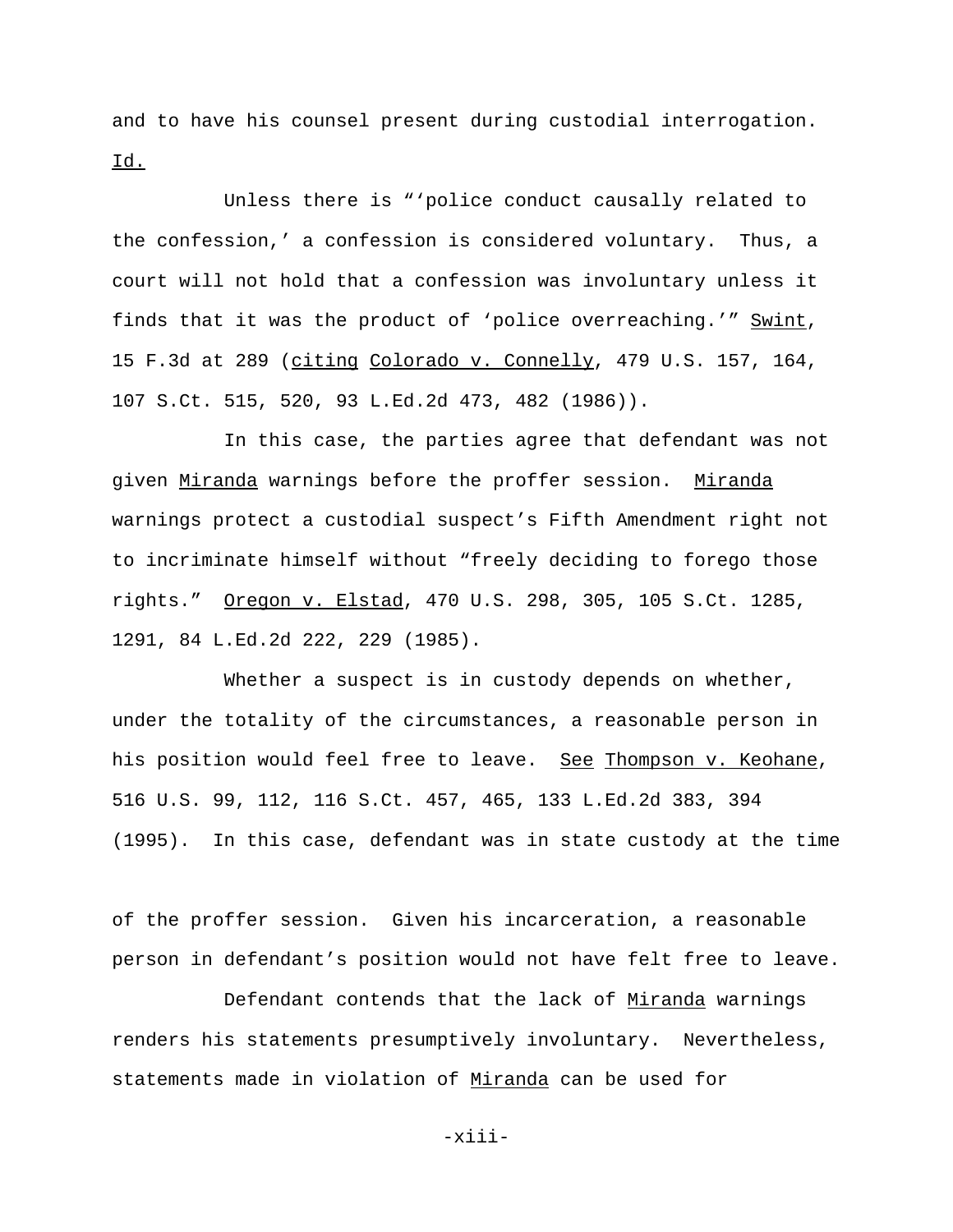and to have his counsel present during custodial interrogation. Id.

Unless there is "'police conduct causally related to the confession,' a confession is considered voluntary. Thus, a court will not hold that a confession was involuntary unless it finds that it was the product of 'police overreaching.'" Swint, 15 F.3d at 289 (citing Colorado v. Connelly, 479 U.S. 157, 164, 107 S.Ct. 515, 520, 93 L.Ed.2d 473, 482 (1986)).

In this case, the parties agree that defendant was not given Miranda warnings before the proffer session. Miranda warnings protect a custodial suspect's Fifth Amendment right not to incriminate himself without "freely deciding to forego those rights." Oregon v. Elstad, 470 U.S. 298, 305, 105 S.Ct. 1285, 1291, 84 L.Ed.2d 222, 229 (1985).

Whether a suspect is in custody depends on whether, under the totality of the circumstances, a reasonable person in his position would feel free to leave. See Thompson v. Keohane, 516 U.S. 99, 112, 116 S.Ct. 457, 465, 133 L.Ed.2d 383, 394 (1995). In this case, defendant was in state custody at the time of the proffer session. Given his incarceration, a reasonable person in defendant's position would not have felt free to leave.

Defendant contends that the lack of Miranda warnings renders his statements presumptively involuntary. Nevertheless, statements made in violation of Miranda can be used for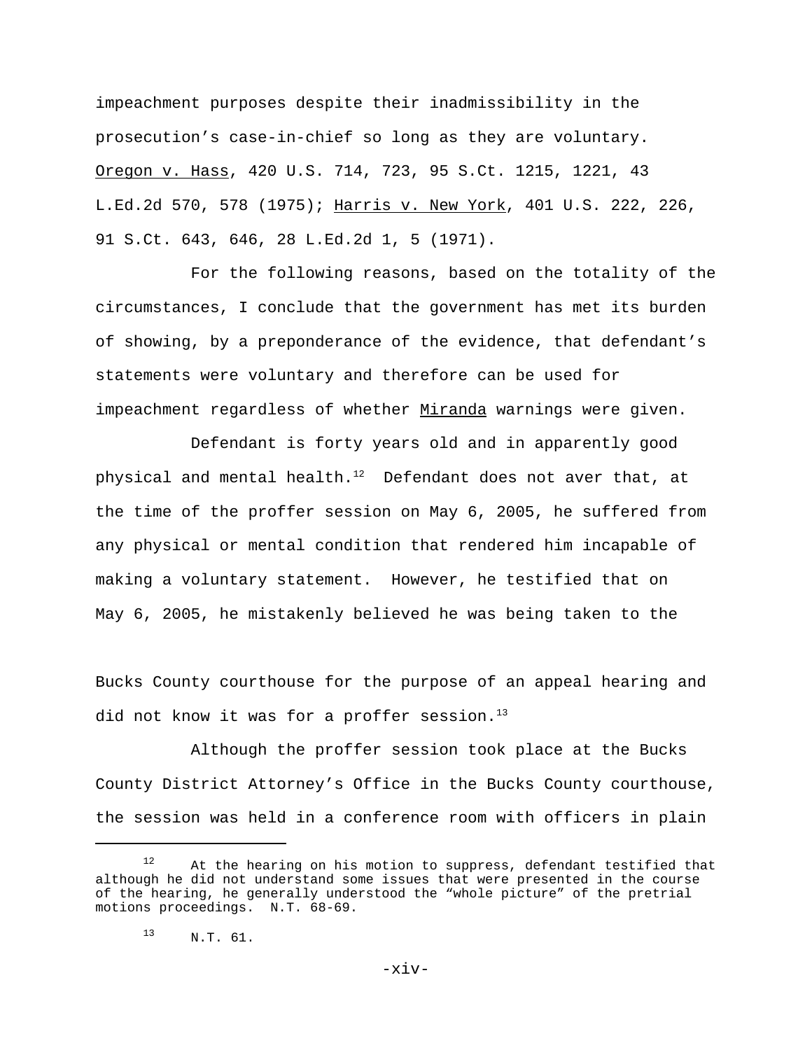impeachment purposes despite their inadmissibility in the prosecution's case-in-chief so long as they are voluntary. Oregon v. Hass, 420 U.S. 714, 723, 95 S.Ct. 1215, 1221, 43 L.Ed.2d 570, 578 (1975); Harris v. New York, 401 U.S. 222, 226, 91 S.Ct. 643, 646, 28 L.Ed.2d 1, 5 (1971).

For the following reasons, based on the totality of the circumstances, I conclude that the government has met its burden of showing, by a preponderance of the evidence, that defendant's statements were voluntary and therefore can be used for impeachment regardless of whether Miranda warnings were given.

Defendant is forty years old and in apparently good physical and mental health.[12] Defendant does not aver that, at the time of the proffer session on May 6, 2005, he suffered from any physical or mental condition that rendered him incapable of making a voluntary statement. However, he testified that on May 6, 2005, he mistakenly believed he was being taken to the Bucks County courthouse for the purpose of an appeal hearing and did not know it was for a proffer session.[13]

Although the proffer session took place at the Bucks County District Attorney's Office in the Bucks County courthouse, the session was held in a conference room with officers in plain

---

[12] At the hearing on his motion to suppress, defendant testified that although he did not understand some issues that were presented in the course of the hearing, he generally understood the "whole picture" of the pretrial motions proceedings. N.T. 68-69.

[13] N.T. 61.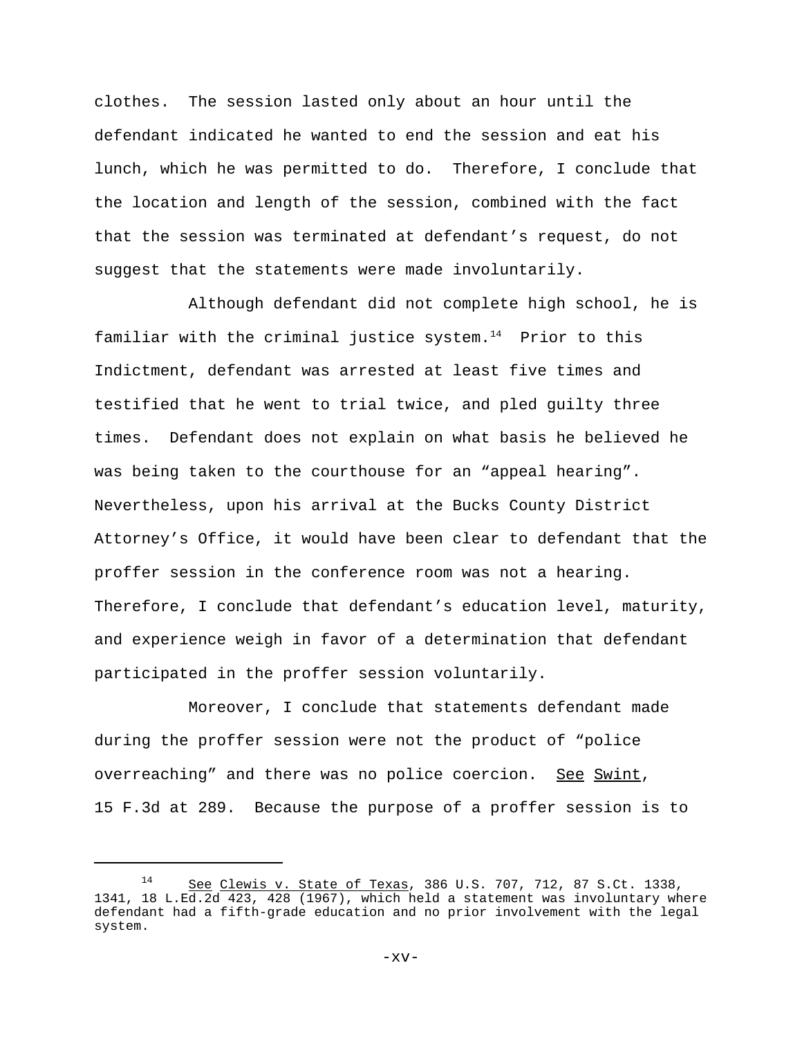clothes. The session lasted only about an hour until the defendant indicated he wanted to end the session and eat his lunch, which he was permitted to do. Therefore, I conclude that the location and length of the session, combined with the fact that the session was terminated at defendant's request, do not suggest that the statements were made involuntarily.

Although defendant did not complete high school, he is familiar with the criminal justice system.[14] Prior to this Indictment, defendant was arrested at least five times and testified that he went to trial twice, and pled guilty three times. Defendant does not explain on what basis he believed he was being taken to the courthouse for an "appeal hearing". Nevertheless, upon his arrival at the Bucks County District Attorney's Office, it would have been clear to defendant that the proffer session in the conference room was not a hearing. Therefore, I conclude that defendant's education level, maturity, and experience weigh in favor of a determination that defendant participated in the proffer session voluntarily.

Moreover, I conclude that statements defendant made during the proffer session were not the product of "police overreaching" and there was no police coercion. See Swint, 15 F.3d at 289. Because the purpose of a proffer session is to

---

[14] See Clewis v. State of Texas, 386 U.S. 707, 712, 87 S.Ct. 1338, 1341, 18 L.Ed.2d 423, 428 (1967), which held a statement was involuntary where defendant had a fifth-grade education and no prior involvement with the legal system.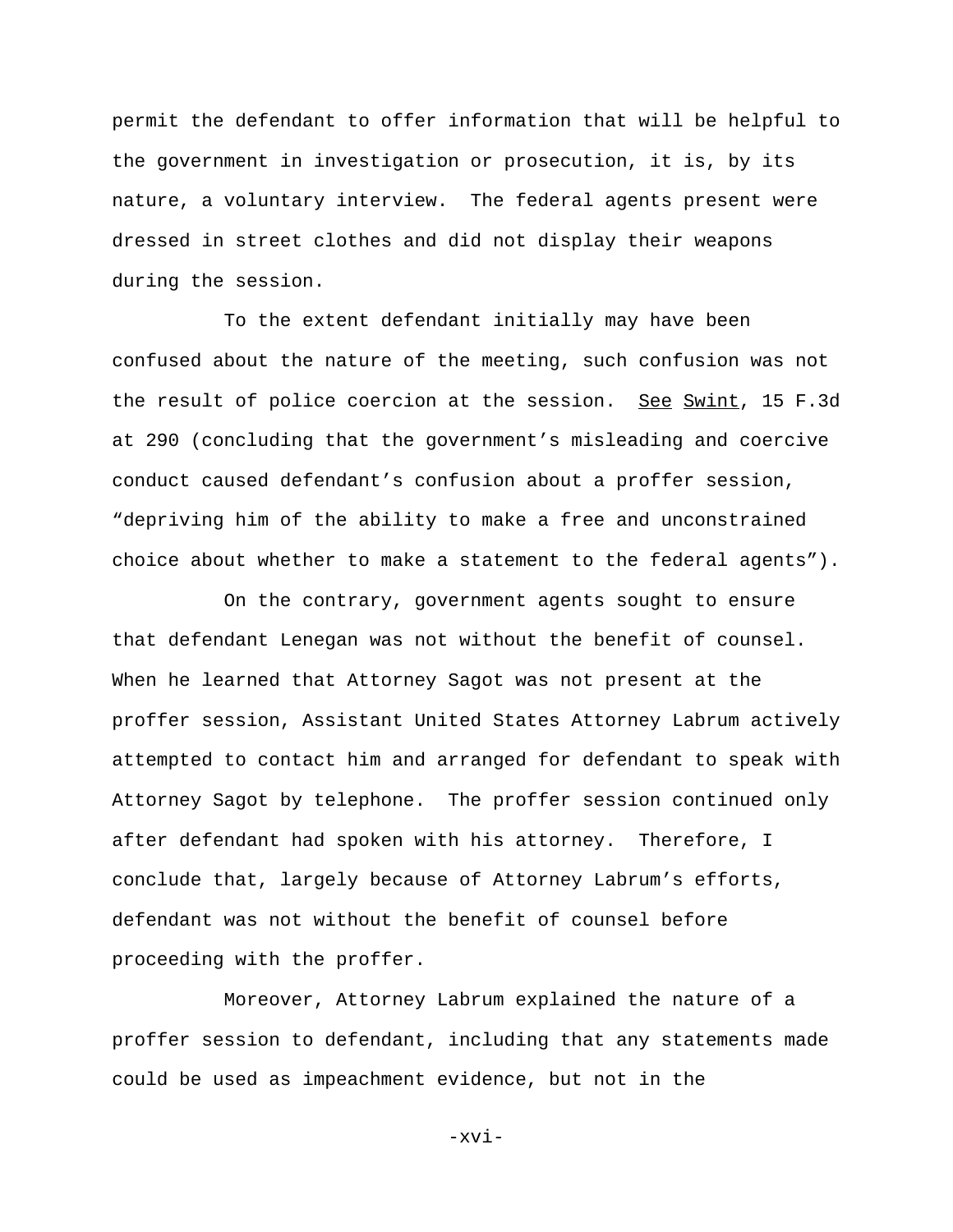permit the defendant to offer information that will be helpful to the government in investigation or prosecution, it is, by its nature, a voluntary interview. The federal agents present were dressed in street clothes and did not display their weapons during the session.

To the extent defendant initially may have been confused about the nature of the meeting, such confusion was not the result of police coercion at the session. See Swint, 15 F.3d at 290 (concluding that the government's misleading and coercive conduct caused defendant's confusion about a proffer session, "depriving him of the ability to make a free and unconstrained choice about whether to make a statement to the federal agents").

On the contrary, government agents sought to ensure that defendant Lenegan was not without the benefit of counsel. When he learned that Attorney Sagot was not present at the proffer session, Assistant United States Attorney Labrum actively attempted to contact him and arranged for defendant to speak with Attorney Sagot by telephone. The proffer session continued only after defendant had spoken with his attorney. Therefore, I conclude that, largely because of Attorney Labrum's efforts, defendant was not without the benefit of counsel before proceeding with the proffer.

Moreover, Attorney Labrum explained the nature of a proffer session to defendant, including that any statements made could be used as impeachment evidence, but not in the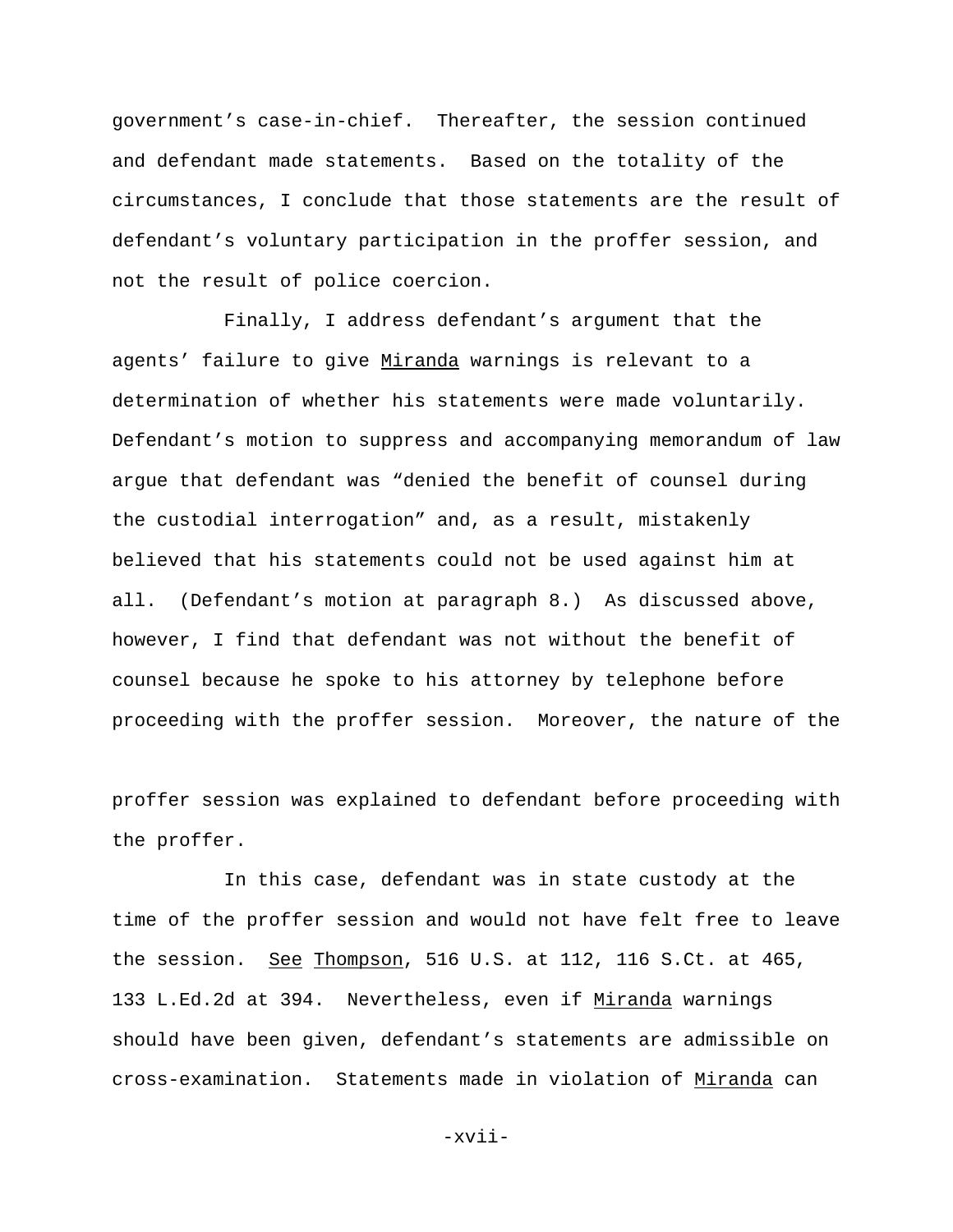government's case-in-chief. Thereafter, the session continued and defendant made statements. Based on the totality of the circumstances, I conclude that those statements are the result of defendant's voluntary participation in the proffer session, and not the result of police coercion.

Finally, I address defendant's argument that the agents' failure to give Miranda warnings is relevant to a determination of whether his statements were made voluntarily. Defendant's motion to suppress and accompanying memorandum of law argue that defendant was "denied the benefit of counsel during the custodial interrogation" and, as a result, mistakenly believed that his statements could not be used against him at all. (Defendant's motion at paragraph 8.) As discussed above, however, I find that defendant was not without the benefit of counsel because he spoke to his attorney by telephone before proceeding with the proffer session. Moreover, the nature of the proffer session was explained to defendant before proceeding with the proffer.

In this case, defendant was in state custody at the time of the proffer session and would not have felt free to leave the session. See Thompson, 516 U.S. at 112, 116 S.Ct. at 465, 133 L.Ed.2d at 394. Nevertheless, even if Miranda warnings should have been given, defendant's statements are admissible on cross-examination. Statements made in violation of Miranda can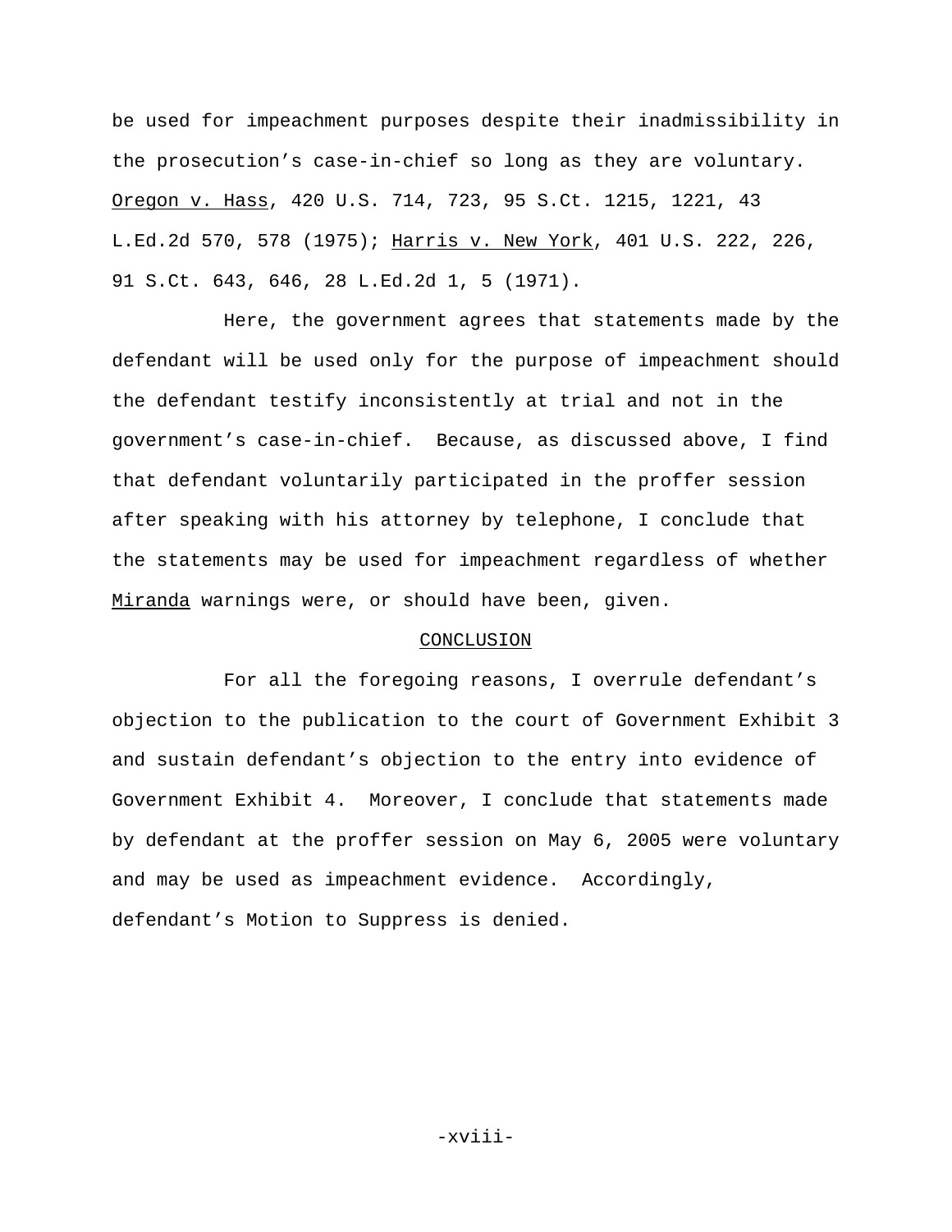be used for impeachment purposes despite their inadmissibility in the prosecution's case-in-chief so long as they are voluntary. Oregon v. Hass, 420 U.S. 714, 723, 95 S.Ct. 1215, 1221, 43 L.Ed.2d 570, 578 (1975); Harris v. New York, 401 U.S. 222, 226, 91 S.Ct. 643, 646, 28 L.Ed.2d 1, 5 (1971).

Here, the government agrees that statements made by the defendant will be used only for the purpose of impeachment should the defendant testify inconsistently at trial and not in the government's case-in-chief. Because, as discussed above, I find that defendant voluntarily participated in the proffer session after speaking with his attorney by telephone, I conclude that the statements may be used for impeachment regardless of whether Miranda warnings were, or should have been, given.

## CONCLUSION

For all the foregoing reasons, I overrule defendant's objection to the publication to the court of Government Exhibit 3 and sustain defendant's objection to the entry into evidence of Government Exhibit 4. Moreover, I conclude that statements made by defendant at the proffer session on May 6, 2005 were voluntary and may be used as impeachment evidence. Accordingly, defendant's Motion to Suppress is denied.